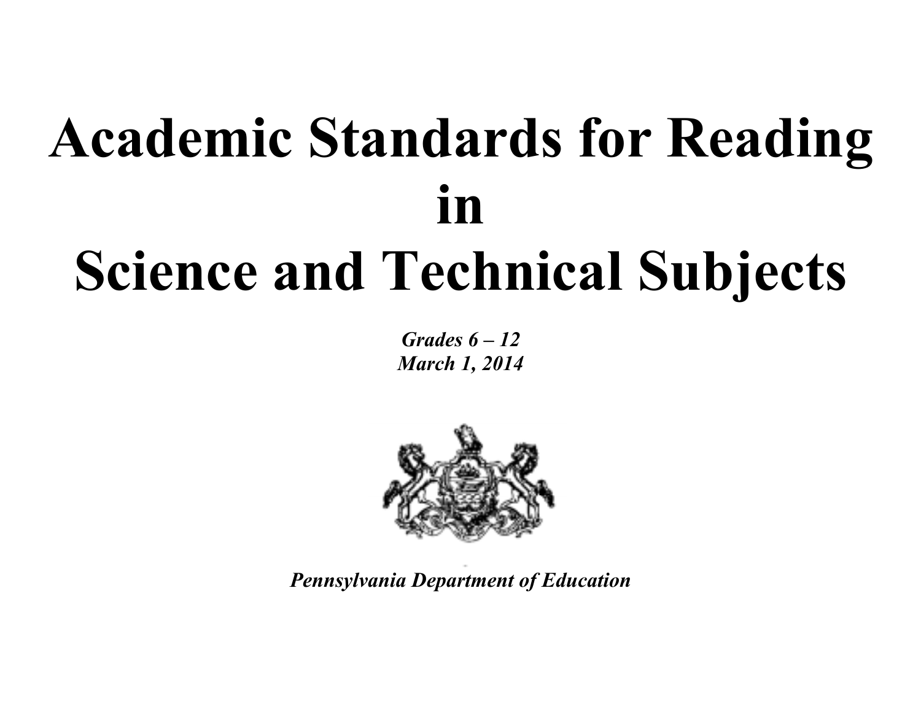# Academic Standards for Reading in Science and Technical Subjects

***Grades 6 – 12***
***March 1, 2014***

***Pennsylvania Department of Education***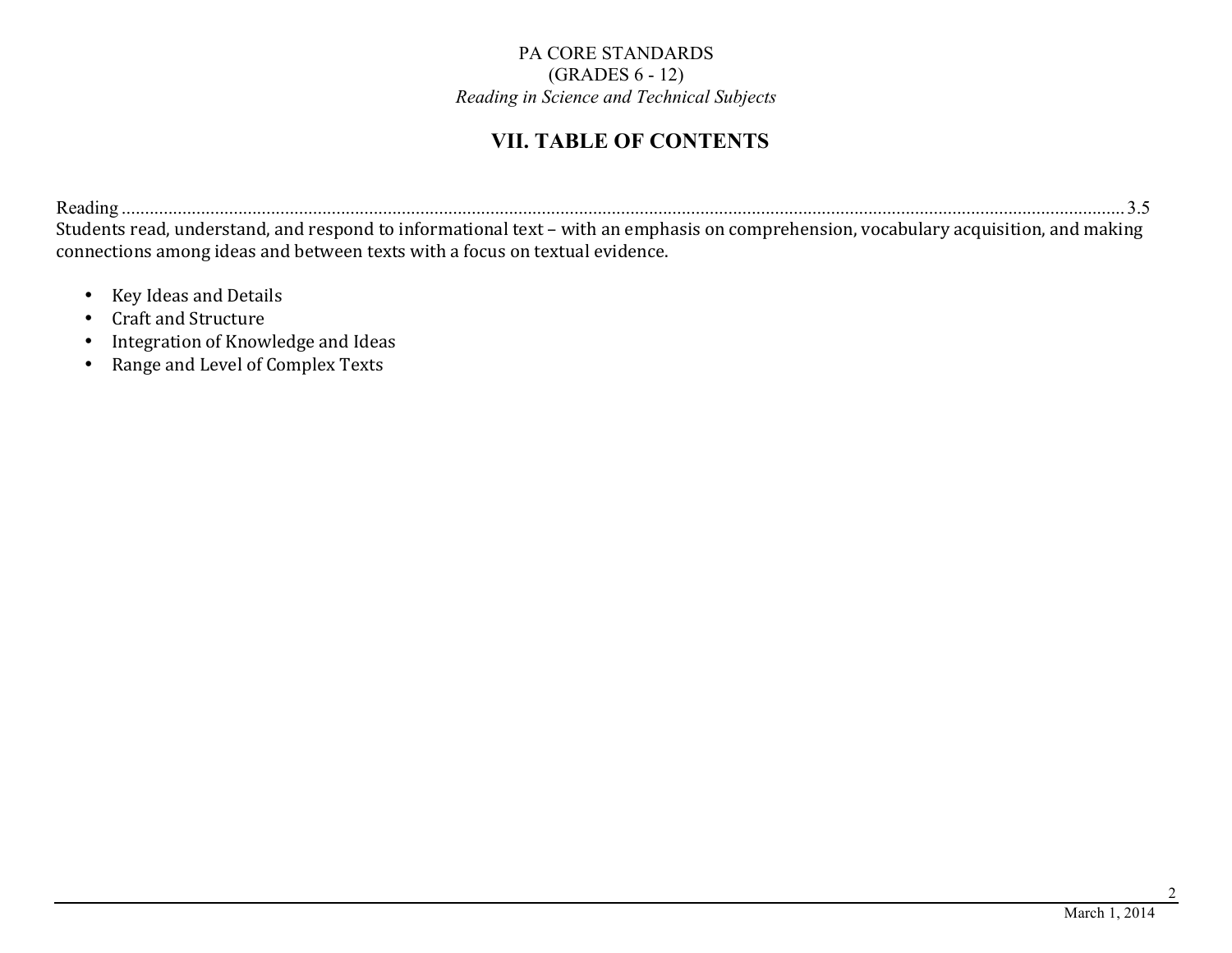PA CORE STANDARDS
(GRADES 6 - 12)
*Reading in Science and Technical Subjects*

## VII. TABLE OF CONTENTS

Reading .......................................................................................................................................... 3.5
Students read, understand, and respond to informational text – with an emphasis on comprehension, vocabulary acquisition, and making connections among ideas and between texts with a focus on textual evidence.

- Key Ideas and Details
- Craft and Structure
- Integration of Knowledge and Ideas
- Range and Level of Complex Texts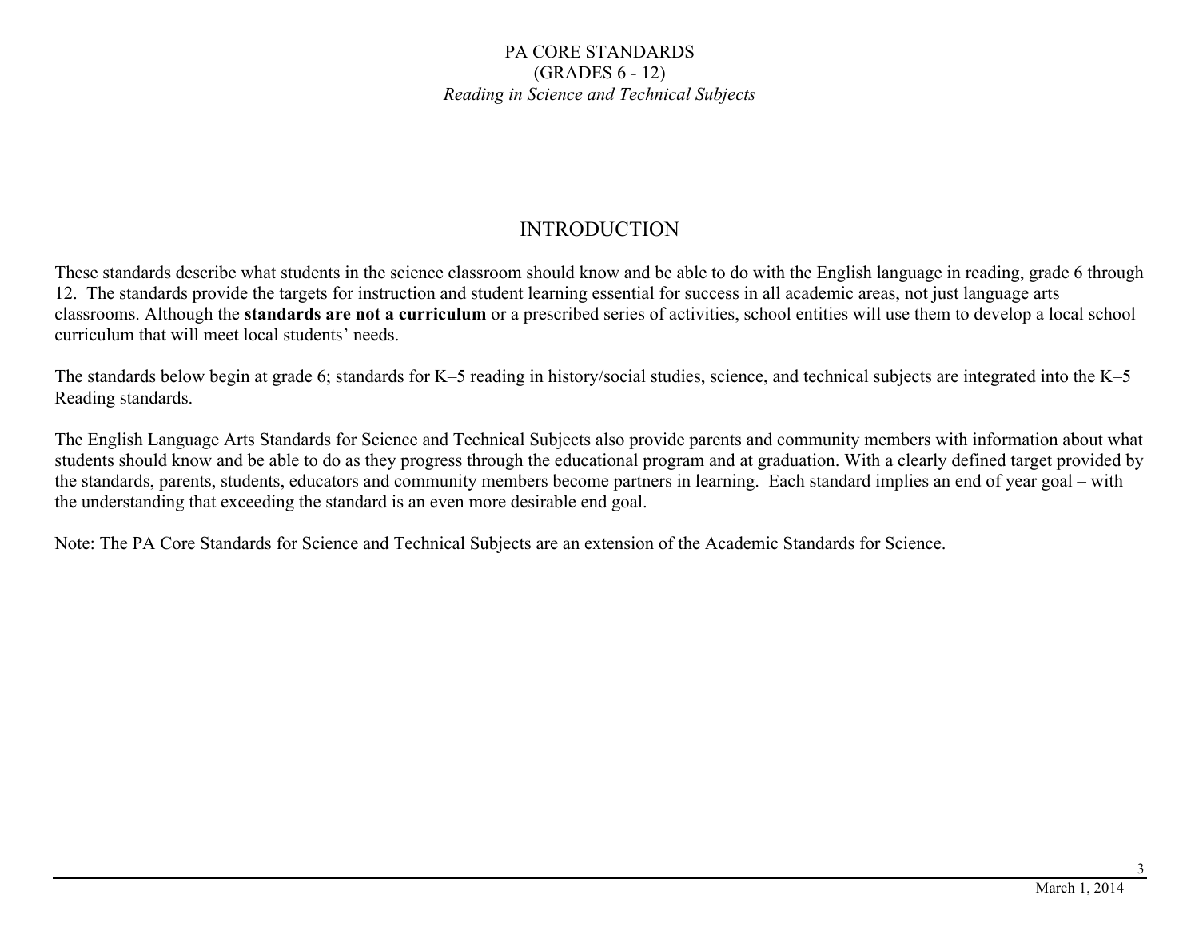PA CORE STANDARDS
(GRADES 6 - 12)
*Reading in Science and Technical Subjects*

# INTRODUCTION

These standards describe what students in the science classroom should know and be able to do with the English language in reading, grade 6 through 12. The standards provide the targets for instruction and student learning essential for success in all academic areas, not just language arts classrooms. Although the **standards are not a curriculum** or a prescribed series of activities, school entities will use them to develop a local school curriculum that will meet local students' needs.

The standards below begin at grade 6; standards for K–5 reading in history/social studies, science, and technical subjects are integrated into the K–5 Reading standards.

The English Language Arts Standards for Science and Technical Subjects also provide parents and community members with information about what students should know and be able to do as they progress through the educational program and at graduation. With a clearly defined target provided by the standards, parents, students, educators and community members become partners in learning. Each standard implies an end of year goal – with the understanding that exceeding the standard is an even more desirable end goal.

Note: The PA Core Standards for Science and Technical Subjects are an extension of the Academic Standards for Science.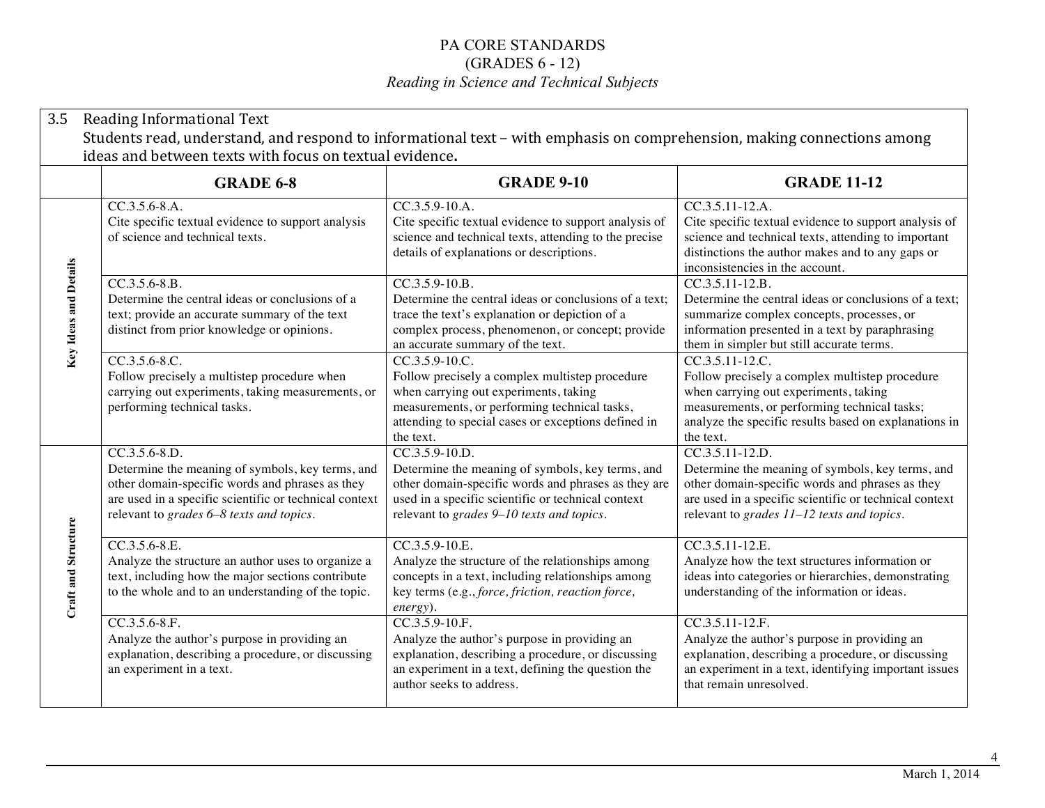# PA CORE STANDARDS
## (GRADES 6 - 12)
### *Reading in Science and Technical Subjects*

**3.5 Reading Informational Text**
Students read, understand, and respond to informational text – with emphasis on comprehension, making connections among ideas and between texts with focus on textual evidence.

| | GRADE 6-8 | GRADE 9-10 | GRADE 11-12 |
|---|---|---|---|
| **Key Ideas and Details** | CC.3.5.6-8.A. Cite specific textual evidence to support analysis of science and technical texts. | CC.3.5.9-10.A. Cite specific textual evidence to support analysis of science and technical texts, attending to the precise details of explanations or descriptions. | CC.3.5.11-12.A. Cite specific textual evidence to support analysis of science and technical texts, attending to important distinctions the author makes and to any gaps or inconsistencies in the account. |
| | CC.3.5.6-8.B. Determine the central ideas or conclusions of a text; provide an accurate summary of the text distinct from prior knowledge or opinions. | CC.3.5.9-10.B. Determine the central ideas or conclusions of a text; trace the text's explanation or depiction of a complex process, phenomenon, or concept; provide an accurate summary of the text. | CC.3.5.11-12.B. Determine the central ideas or conclusions of a text; summarize complex concepts, processes, or information presented in a text by paraphrasing them in simpler but still accurate terms. |
| | CC.3.5.6-8.C. Follow precisely a multistep procedure when carrying out experiments, taking measurements, or performing technical tasks. | CC.3.5.9-10.C. Follow precisely a complex multistep procedure when carrying out experiments, taking measurements, or performing technical tasks, attending to special cases or exceptions defined in the text. | CC.3.5.11-12.C. Follow precisely a complex multistep procedure when carrying out experiments, taking measurements, or performing technical tasks; analyze the specific results based on explanations in the text. |
| **Craft and Structure** | CC.3.5.6-8.D. Determine the meaning of symbols, key terms, and other domain-specific words and phrases as they are used in a specific scientific or technical context relevant to *grades 6–8 texts and topics*. | CC.3.5.9-10.D. Determine the meaning of symbols, key terms, and other domain-specific words and phrases as they are used in a specific scientific or technical context relevant to *grades 9–10 texts and topics*. | CC.3.5.11-12.D. Determine the meaning of symbols, key terms, and other domain-specific words and phrases as they are used in a specific scientific or technical context relevant to *grades 11–12 texts and topics*. |
| | CC.3.5.6-8.E. Analyze the structure an author uses to organize a text, including how the major sections contribute to the whole and to an understanding of the topic. | CC.3.5.9-10.E. Analyze the structure of the relationships among concepts in a text, including relationships among key terms (e.g., *force, friction, reaction force, energy*). | CC.3.5.11-12.E. Analyze how the text structures information or ideas into categories or hierarchies, demonstrating understanding of the information or ideas. |
| | CC.3.5.6-8.F. Analyze the author's purpose in providing an explanation, describing a procedure, or discussing an experiment in a text. | CC.3.5.9-10.F. Analyze the author's purpose in providing an explanation, describing a procedure, or discussing an experiment in a text, defining the question the author seeks to address. | CC.3.5.11-12.F. Analyze the author's purpose in providing an explanation, describing a procedure, or discussing an experiment in a text, identifying important issues that remain unresolved. |

March 1, 2014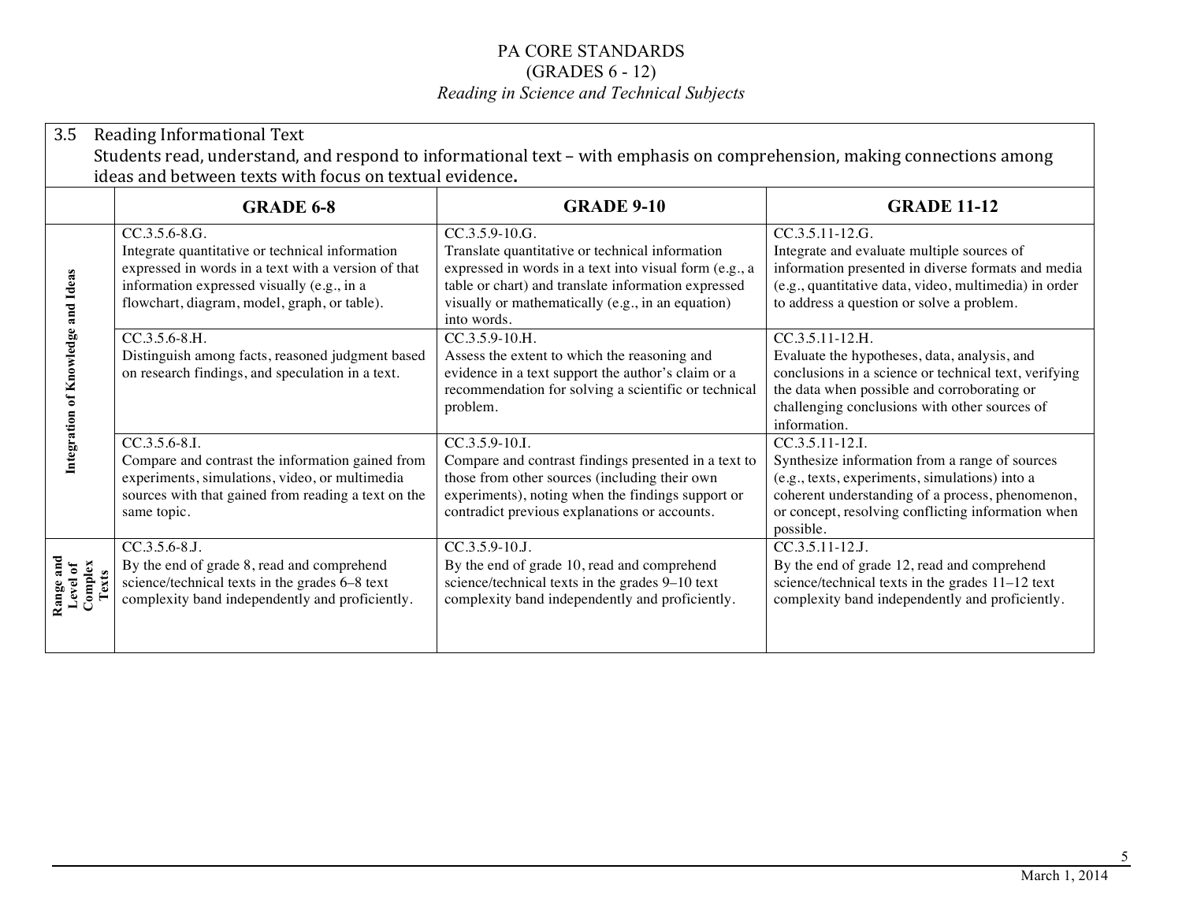PA CORE STANDARDS
(GRADES 6 - 12)
*Reading in Science and Technical Subjects*

| 3.5 Reading Informational Text<br>Students read, understand, and respond to informational text – with emphasis on comprehension, making connections among ideas and between texts with focus on textual evidence. | | | |
|---|---|---|---|
| | **GRADE 6-8** | **GRADE 9-10** | **GRADE 11-12** |
| **Integration of Knowledge and Ideas** | CC.3.5.6-8.G.<br>Integrate quantitative or technical information expressed in words in a text with a version of that information expressed visually (e.g., in a flowchart, diagram, model, graph, or table). | CC.3.5.9-10.G.<br>Translate quantitative or technical information expressed in words in a text into visual form (e.g., a table or chart) and translate information expressed visually or mathematically (e.g., in an equation) into words. | CC.3.5.11-12.G.<br>Integrate and evaluate multiple sources of information presented in diverse formats and media (e.g., quantitative data, video, multimedia) in order to address a question or solve a problem. |
| | CC.3.5.6-8.H.<br>Distinguish among facts, reasoned judgment based on research findings, and speculation in a text. | CC.3.5.9-10.H.<br>Assess the extent to which the reasoning and evidence in a text support the author's claim or a recommendation for solving a scientific or technical problem. | CC.3.5.11-12.H.<br>Evaluate the hypotheses, data, analysis, and conclusions in a science or technical text, verifying the data when possible and corroborating or challenging conclusions with other sources of information. |
| | CC.3.5.6-8.I.<br>Compare and contrast the information gained from experiments, simulations, video, or multimedia sources with that gained from reading a text on the same topic. | CC.3.5.9-10.I.<br>Compare and contrast findings presented in a text to those from other sources (including their own experiments), noting when the findings support or contradict previous explanations or accounts. | CC.3.5.11-12.I.<br>Synthesize information from a range of sources (e.g., texts, experiments, simulations) into a coherent understanding of a process, phenomenon, or concept, resolving conflicting information when possible. |
| **Range and Level of Complex Texts** | CC.3.5.6-8.J.<br>By the end of grade 8, read and comprehend science/technical texts in the grades 6–8 text complexity band independently and proficiently. | CC.3.5.9-10.J.<br>By the end of grade 10, read and comprehend science/technical texts in the grades 9–10 text complexity band independently and proficiently. | CC.3.5.11-12.J.<br>By the end of grade 12, read and comprehend science/technical texts in the grades 11–12 text complexity band independently and proficiently. |

March 1, 2014